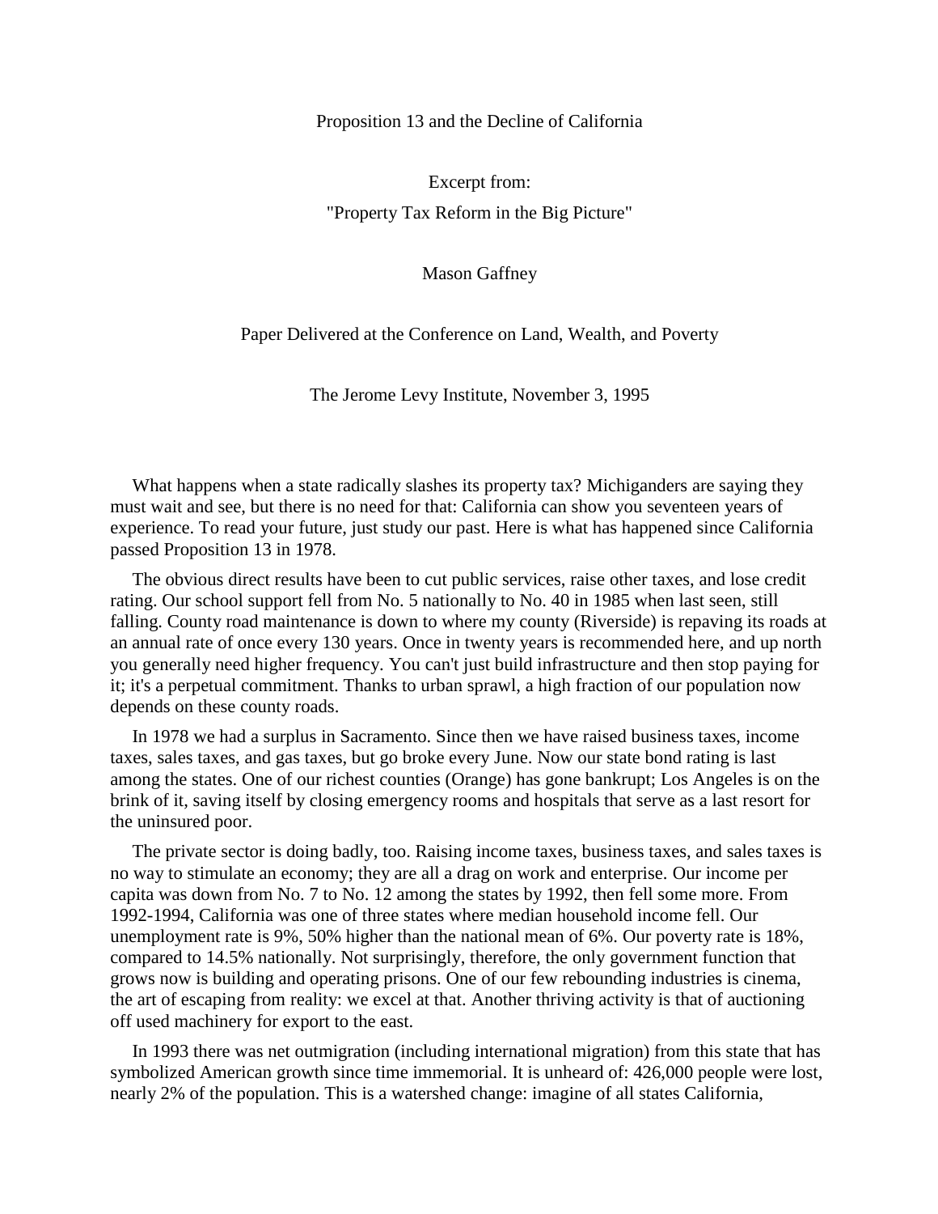# Proposition 13 and the Decline of California

Excerpt from:

"Property Tax Reform in the Big Picture"

Mason Gaffney

Paper Delivered at the Conference on Land, Wealth, and Poverty

The Jerome Levy Institute, November 3, 1995

What happens when a state radically slashes its property tax? Michiganders are saying they must wait and see, but there is no need for that: California can show you seventeen years of experience. To read your future, just study our past. Here is what has happened since California passed Proposition 13 in 1978.

The obvious direct results have been to cut public services, raise other taxes, and lose credit rating. Our school support fell from No. 5 nationally to No. 40 in 1985 when last seen, still falling. County road maintenance is down to where my county (Riverside) is repaving its roads at an annual rate of once every 130 years. Once in twenty years is recommended here, and up north you generally need higher frequency. You can't just build infrastructure and then stop paying for it; it's a perpetual commitment. Thanks to urban sprawl, a high fraction of our population now depends on these county roads.

In 1978 we had a surplus in Sacramento. Since then we have raised business taxes, income taxes, sales taxes, and gas taxes, but go broke every June. Now our state bond rating is last among the states. One of our richest counties (Orange) has gone bankrupt; Los Angeles is on the brink of it, saving itself by closing emergency rooms and hospitals that serve as a last resort for the uninsured poor.

The private sector is doing badly, too. Raising income taxes, business taxes, and sales taxes is no way to stimulate an economy; they are all a drag on work and enterprise. Our income per capita was down from No. 7 to No. 12 among the states by 1992, then fell some more. From 1992-1994, California was one of three states where median household income fell. Our unemployment rate is 9%, 50% higher than the national mean of 6%. Our poverty rate is 18%, compared to 14.5% nationally. Not surprisingly, therefore, the only government function that grows now is building and operating prisons. One of our few rebounding industries is cinema, the art of escaping from reality: we excel at that. Another thriving activity is that of auctioning off used machinery for export to the east.

In 1993 there was net outmigration (including international migration) from this state that has symbolized American growth since time immemorial. It is unheard of: 426,000 people were lost, nearly 2% of the population. This is a watershed change: imagine of all states California,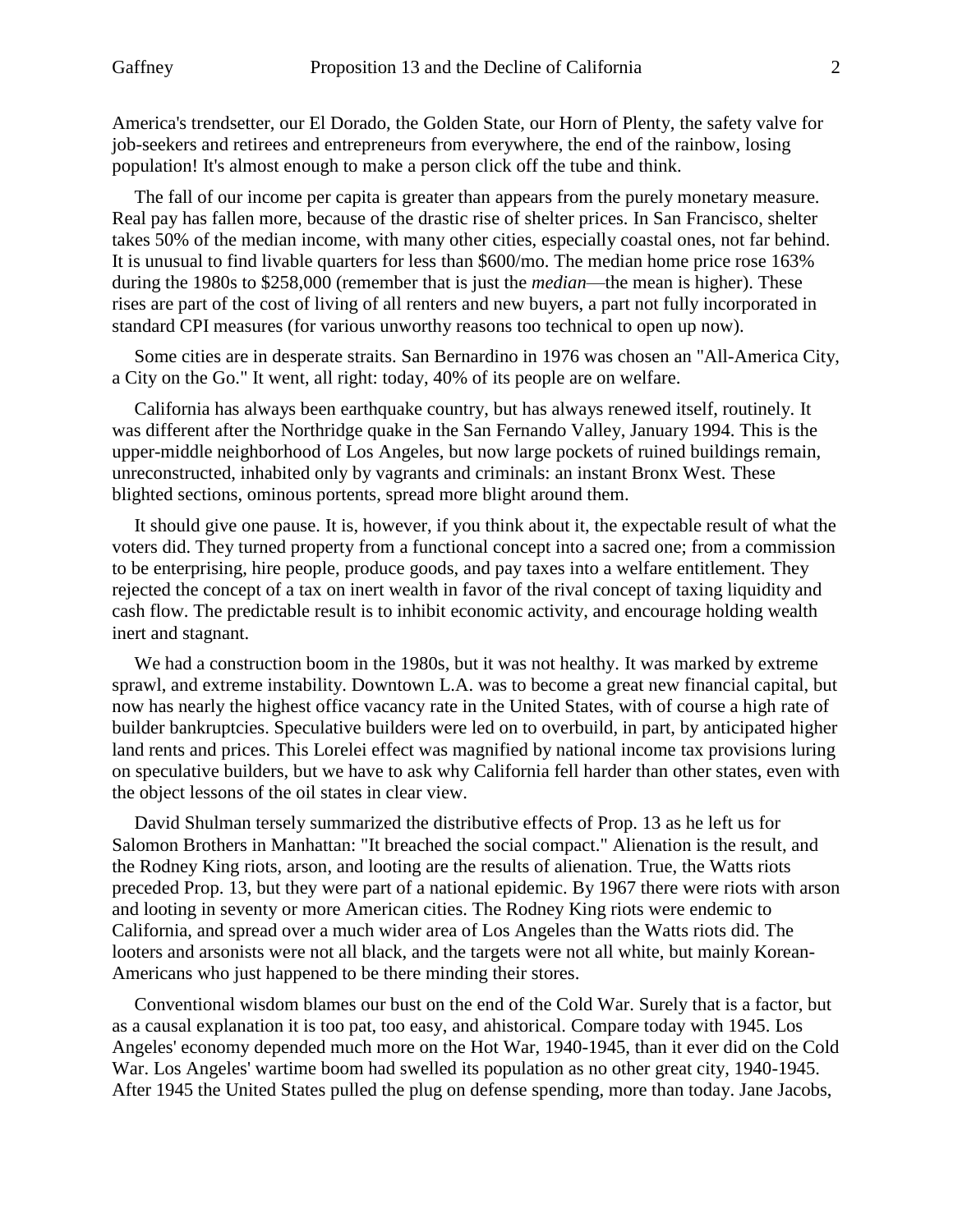America's trendsetter, our El Dorado, the Golden State, our Horn of Plenty, the safety valve for job-seekers and retirees and entrepreneurs from everywhere, the end of the rainbow, losing population! It's almost enough to make a person click off the tube and think.

The fall of our income per capita is greater than appears from the purely monetary measure. Real pay has fallen more, because of the drastic rise of shelter prices. In San Francisco, shelter takes 50% of the median income, with many other cities, especially coastal ones, not far behind. It is unusual to find livable quarters for less than $600/mo. The median home price rose 163% during the 1980s to $258,000 (remember that is just the *median*—the mean is higher). These rises are part of the cost of living of all renters and new buyers, a part not fully incorporated in standard CPI measures (for various unworthy reasons too technical to open up now).

Some cities are in desperate straits. San Bernardino in 1976 was chosen an "All-America City, a City on the Go." It went, all right: today, 40% of its people are on welfare.

California has always been earthquake country, but has always renewed itself, routinely. It was different after the Northridge quake in the San Fernando Valley, January 1994. This is the upper-middle neighborhood of Los Angeles, but now large pockets of ruined buildings remain, unreconstructed, inhabited only by vagrants and criminals: an instant Bronx West. These blighted sections, ominous portents, spread more blight around them.

It should give one pause. It is, however, if you think about it, the expectable result of what the voters did. They turned property from a functional concept into a sacred one; from a commission to be enterprising, hire people, produce goods, and pay taxes into a welfare entitlement. They rejected the concept of a tax on inert wealth in favor of the rival concept of taxing liquidity and cash flow. The predictable result is to inhibit economic activity, and encourage holding wealth inert and stagnant.

We had a construction boom in the 1980s, but it was not healthy. It was marked by extreme sprawl, and extreme instability. Downtown L.A. was to become a great new financial capital, but now has nearly the highest office vacancy rate in the United States, with of course a high rate of builder bankruptcies. Speculative builders were led on to overbuild, in part, by anticipated higher land rents and prices. This Lorelei effect was magnified by national income tax provisions luring on speculative builders, but we have to ask why California fell harder than other states, even with the object lessons of the oil states in clear view.

David Shulman tersely summarized the distributive effects of Prop. 13 as he left us for Salomon Brothers in Manhattan: "It breached the social compact." Alienation is the result, and the Rodney King riots, arson, and looting are the results of alienation. True, the Watts riots preceded Prop. 13, but they were part of a national epidemic. By 1967 there were riots with arson and looting in seventy or more American cities. The Rodney King riots were endemic to California, and spread over a much wider area of Los Angeles than the Watts riots did. The looters and arsonists were not all black, and the targets were not all white, but mainly Korean-Americans who just happened to be there minding their stores.

Conventional wisdom blames our bust on the end of the Cold War. Surely that is a factor, but as a causal explanation it is too pat, too easy, and ahistorical. Compare today with 1945. Los Angeles' economy depended much more on the Hot War, 1940-1945, than it ever did on the Cold War. Los Angeles' wartime boom had swelled its population as no other great city, 1940-1945. After 1945 the United States pulled the plug on defense spending, more than today. Jane Jacobs,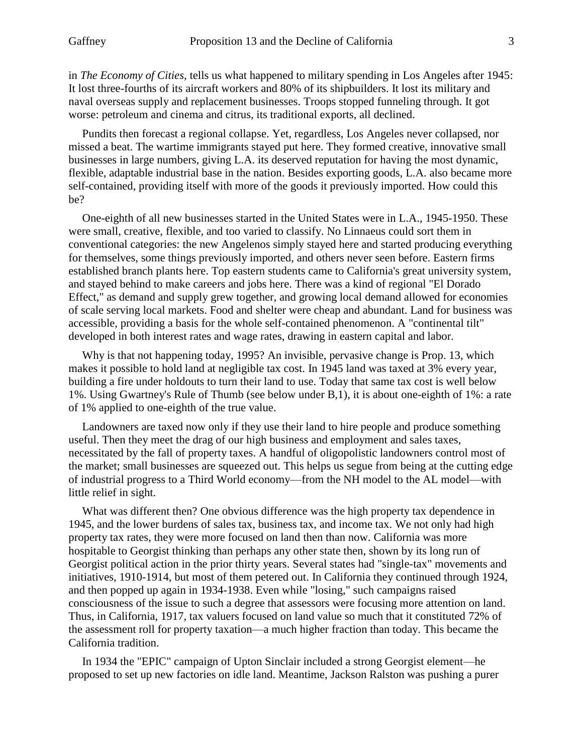in *The Economy of Cities*, tells us what happened to military spending in Los Angeles after 1945: It lost three-fourths of its aircraft workers and 80% of its shipbuilders. It lost its military and naval overseas supply and replacement businesses. Troops stopped funneling through. It got worse: petroleum and cinema and citrus, its traditional exports, all declined.

Pundits then forecast a regional collapse. Yet, regardless, Los Angeles never collapsed, nor missed a beat. The wartime immigrants stayed put here. They formed creative, innovative small businesses in large numbers, giving L.A. its deserved reputation for having the most dynamic, flexible, adaptable industrial base in the nation. Besides exporting goods, L.A. also became more self-contained, providing itself with more of the goods it previously imported. How could this be?

One-eighth of all new businesses started in the United States were in L.A., 1945-1950. These were small, creative, flexible, and too varied to classify. No Linnaeus could sort them in conventional categories: the new Angelenos simply stayed here and started producing everything for themselves, some things previously imported, and others never seen before. Eastern firms established branch plants here. Top eastern students came to California's great university system, and stayed behind to make careers and jobs here. There was a kind of regional "El Dorado Effect," as demand and supply grew together, and growing local demand allowed for economies of scale serving local markets. Food and shelter were cheap and abundant. Land for business was accessible, providing a basis for the whole self-contained phenomenon. A "continental tilt" developed in both interest rates and wage rates, drawing in eastern capital and labor.

Why is that not happening today, 1995? An invisible, pervasive change is Prop. 13, which makes it possible to hold land at negligible tax cost. In 1945 land was taxed at 3% every year, building a fire under holdouts to turn their land to use. Today that same tax cost is well below 1%. Using Gwartney's Rule of Thumb (see below under B,1), it is about one-eighth of 1%: a rate of 1% applied to one-eighth of the true value.

Landowners are taxed now only if they use their land to hire people and produce something useful. Then they meet the drag of our high business and employment and sales taxes, necessitated by the fall of property taxes. A handful of oligopolistic landowners control most of the market; small businesses are squeezed out. This helps us segue from being at the cutting edge of industrial progress to a Third World economy—from the NH model to the AL model—with little relief in sight.

What was different then? One obvious difference was the high property tax dependence in 1945, and the lower burdens of sales tax, business tax, and income tax. We not only had high property tax rates, they were more focused on land then than now. California was more hospitable to Georgist thinking than perhaps any other state then, shown by its long run of Georgist political action in the prior thirty years. Several states had "single-tax" movements and initiatives, 1910-1914, but most of them petered out. In California they continued through 1924, and then popped up again in 1934-1938. Even while "losing," such campaigns raised consciousness of the issue to such a degree that assessors were focusing more attention on land. Thus, in California, 1917, tax valuers focused on land value so much that it constituted 72% of the assessment roll for property taxation—a much higher fraction than today. This became the California tradition.

In 1934 the "EPIC" campaign of Upton Sinclair included a strong Georgist element—he proposed to set up new factories on idle land. Meantime, Jackson Ralston was pushing a purer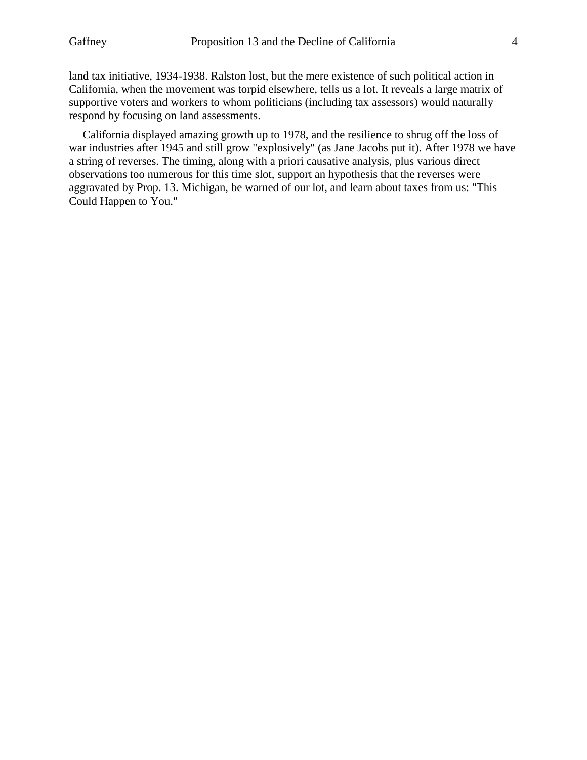land tax initiative, 1934-1938. Ralston lost, but the mere existence of such political action in California, when the movement was torpid elsewhere, tells us a lot. It reveals a large matrix of supportive voters and workers to whom politicians (including tax assessors) would naturally respond by focusing on land assessments.

California displayed amazing growth up to 1978, and the resilience to shrug off the loss of war industries after 1945 and still grow "explosively" (as Jane Jacobs put it). After 1978 we have a string of reverses. The timing, along with a priori causative analysis, plus various direct observations too numerous for this time slot, support an hypothesis that the reverses were aggravated by Prop. 13. Michigan, be warned of our lot, and learn about taxes from us: "This Could Happen to You."